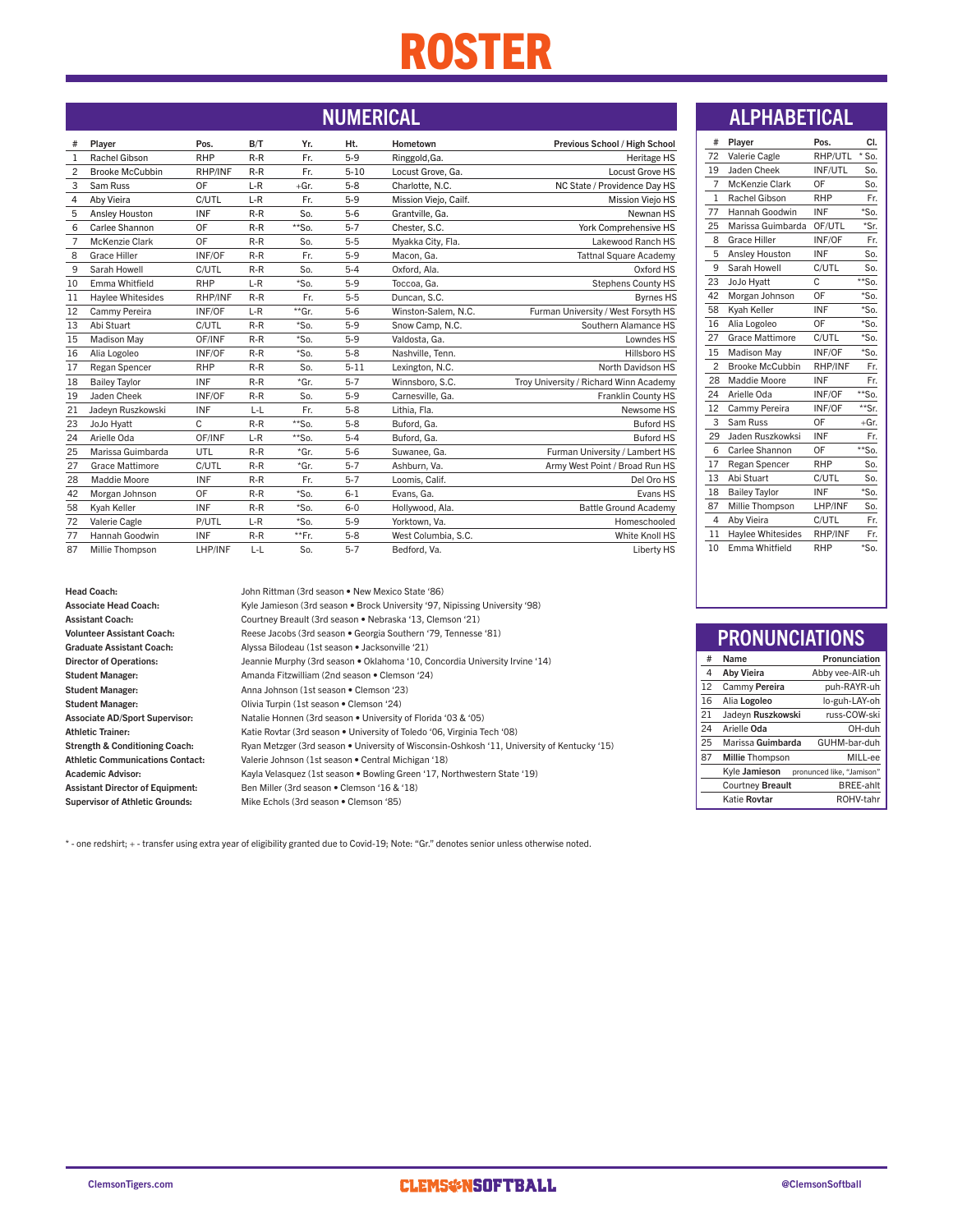# ROSTER

## NUMERICAL

| # | Player | Pos. | B/T | Yr. | Ht. | Hometown | Previous School / High School |
|---|---|---|---|---|---|---|---|
| 1 | Rachel Gibson | RHP | R-R | Fr. | 5-9 | Ringgold,Ga. | Heritage HS |
| 2 | Brooke McCubbin | RHP/INF | R-R | Fr. | 5-10 | Locust Grove, Ga. | Locust Grove HS |
| 3 | Sam Russ | OF | L-R | +Gr. | 5-8 | Charlotte, N.C. | NC State / Providence Day HS |
| 4 | Aby Vieira | C/UTL | L-R | Fr. | 5-9 | Mission Viejo, Cailf. | Mission Viejo HS |
| 5 | Ansley Houston | INF | R-R | So. | 5-6 | Grantville, Ga. | Newnan HS |
| 6 | Carlee Shannon | OF | R-R | **So. | 5-7 | Chester, S.C. | York Comprehensive HS |
| 7 | McKenzie Clark | OF | R-R | So. | 5-5 | Myakka City, Fla. | Lakewood Ranch HS |
| 8 | Grace Hiller | INF/OF | R-R | Fr. | 5-9 | Macon, Ga. | Tattnal Square Academy |
| 9 | Sarah Howell | C/UTL | R-R | So. | 5-4 | Oxford, Ala. | Oxford HS |
| 10 | Emma Whitfield | RHP | L-R | *So. | 5-9 | Toccoa, Ga. | Stephens County HS |
| 11 | Haylee Whitesides | RHP/INF | R-R | Fr. | 5-5 | Duncan, S.C. | Byrnes HS |
| 12 | Cammy Pereira | INF/OF | L-R | **Gr. | 5-6 | Winston-Salem, N.C. | Furman University / West Forsyth HS |
| 13 | Abi Stuart | C/UTL | R-R | *So. | 5-9 | Snow Camp, N.C. | Southern Alamance HS |
| 15 | Madison May | OF/INF | R-R | *So. | 5-9 | Valdosta, Ga. | Lowndes HS |
| 16 | Alia Logoleo | INF/OF | R-R | *So. | 5-8 | Nashville, Tenn. | Hillsboro HS |
| 17 | Regan Spencer | RHP | R-R | So. | 5-11 | Lexington, N.C. | North Davidson HS |
| 18 | Bailey Taylor | INF | R-R | *Gr. | 5-7 | Winnsboro, S.C. | Troy University / Richard Winn Academy |
| 19 | Jaden Cheek | INF/OF | R-R | So. | 5-9 | Carnesville, Ga. | Franklin County HS |
| 21 | Jadeyn Ruszkowski | INF | L-L | Fr. | 5-8 | Lithia, Fla. | Newsome HS |
| 23 | JoJo Hyatt | C | R-R | **So. | 5-8 | Buford, Ga. | Buford HS |
| 24 | Arielle Oda | OF/INF | L-R | **So. | 5-4 | Buford, Ga. | Buford HS |
| 25 | Marissa Guimbarda | UTL | R-R | *Gr. | 5-6 | Suwanee, Ga. | Furman University / Lambert HS |
| 27 | Grace Mattimore | C/UTL | R-R | *Gr. | 5-7 | Ashburn, Va. | Army West Point / Broad Run HS |
| 28 | Maddie Moore | INF | R-R | Fr. | 5-7 | Loomis, Calif. | Del Oro HS |
| 42 | Morgan Johnson | OF | R-R | *So. | 6-1 | Evans, Ga. | Evans HS |
| 58 | Kyah Keller | INF | R-R | *So. | 6-0 | Hollywood, Ala. | Battle Ground Academy |
| 72 | Valerie Cagle | P/UTL | L-R | *So. | 5-9 | Yorktown, Va. | Homeschooled |
| 77 | Hannah Goodwin | INF | R-R | **Fr. | 5-8 | West Columbia, S.C. | White Knoll HS |
| 87 | Millie Thompson | LHP/INF | L-L | So. | 5-7 | Bedford, Va. | Liberty HS |

| | |
|---|---|
| **Head Coach:** | John Rittman (3rd season • New Mexico State '86) |
| **Associate Head Coach:** | Kyle Jamieson (3rd season • Brock University '97, Nipissing University '98) |
| **Assistant Coach:** | Courtney Breault (3rd season • Nebraska '13, Clemson '21) |
| **Volunteer Assistant Coach:** | Reese Jacobs (3rd season • Georgia Southern '79, Tennesse '81) |
| **Graduate Assistant Coach:** | Alyssa Bilodeau (1st season • Jacksonville '21) |
| **Director of Operations:** | Jeannie Murphy (3rd season • Oklahoma '10, Concordia University Irvine '14) |
| **Student Manager:** | Amanda Fitzwilliam (2nd season • Clemson '24) |
| **Student Manager:** | Anna Johnson (1st season • Clemson '23) |
| **Student Manager:** | Olivia Turpin (1st season • Clemson '24) |
| **Associate AD/Sport Supervisor:** | Natalie Honnen (3rd season • University of Florida '03 & '05) |
| **Athletic Trainer:** | Katie Rovtar (3rd season • University of Toledo '06, Virginia Tech '08) |
| **Strength & Conditioning Coach:** | Ryan Metzger (3rd season • University of Wisconsin-Oshkosh '11, University of Kentucky '15) |
| **Athletic Communications Contact:** | Valerie Johnson (1st season • Central Michigan '18) |
| **Academic Advisor:** | Kayla Velasquez (1st season • Bowling Green '17, Northwestern State '19) |
| **Assistant Director of Equipment:** | Ben Miller (3rd season • Clemson '16 & '18) |
| **Supervisor of Athletic Grounds:** | Mike Echols (3rd season • Clemson '85) |

* - one redshirt; + - transfer using extra year of eligibility granted due to Covid-19; Note: "Gr." denotes senior unless otherwise noted.

## ALPHABETICAL

| # | Player | Pos. | Cl. |
|---|---|---|---|
| 72 | Valerie Cagle | RHP/UTL | * So. |
| 19 | Jaden Cheek | INF/UTL | So. |
| 7 | McKenzie Clark | OF | So. |
| 1 | Rachel Gibson | RHP | Fr. |
| 77 | Hannah Goodwin | INF | *So. |
| 25 | Marissa Guimbarda | OF/UTL | *Sr. |
| 8 | Grace Hiller | INF/OF | Fr. |
| 5 | Ansley Houston | INF | So. |
| 9 | Sarah Howell | C/UTL | So. |
| 23 | JoJo Hyatt | C | **So. |
| 42 | Morgan Johnson | OF | *So. |
| 58 | Kyah Keller | INF | *So. |
| 16 | Alia Logoleo | OF | *So. |
| 27 | Grace Mattimore | C/UTL | *So. |
| 15 | Madison May | INF/OF | *So. |
| 2 | Brooke McCubbin | RHP/INF | Fr. |
| 28 | Maddie Moore | INF | Fr. |
| 24 | Arielle Oda | INF/OF | **So. |
| 12 | Cammy Pereira | INF/OF | **Sr. |
| 3 | Sam Russ | OF | +Gr. |
| 29 | Jaden Ruszkowksi | INF | Fr. |
| 6 | Carlee Shannon | OF | **So. |
| 17 | Regan Spencer | RHP | So. |
| 13 | Abi Stuart | C/UTL | So. |
| 18 | Bailey Taylor | INF | *So. |
| 87 | Millie Thompson | LHP/INF | So. |
| 4 | Aby Vieira | C/UTL | Fr. |
| 11 | Haylee Whitesides | RHP/INF | Fr. |
| 10 | Emma Whitfield | RHP | *So. |

## PRONUNCIATIONS

| # | Name | Pronunciation |
|---|---|---|
| 4 | Aby **Vieira** | Abby vee-AIR-uh |
| 12 | Cammy **Pereira** | puh-RAYR-uh |
| 16 | Alia **Logoleo** | lo-guh-LAY-oh |
| 21 | Jadeyn **Ruszkowski** | russ-COW-ski |
| 24 | Arielle **Oda** | OH-duh |
| 25 | Marissa **Guimbarda** | GUHM-bar-duh |
| 87 | **Millie** Thompson | MILL-ee |
| | Kyle **Jamieson** | pronounced like, "Jamison" |
| | Courtney **Breault** | BREE-ahlt |
| | Katie **Rovtar** | ROHV-tahr |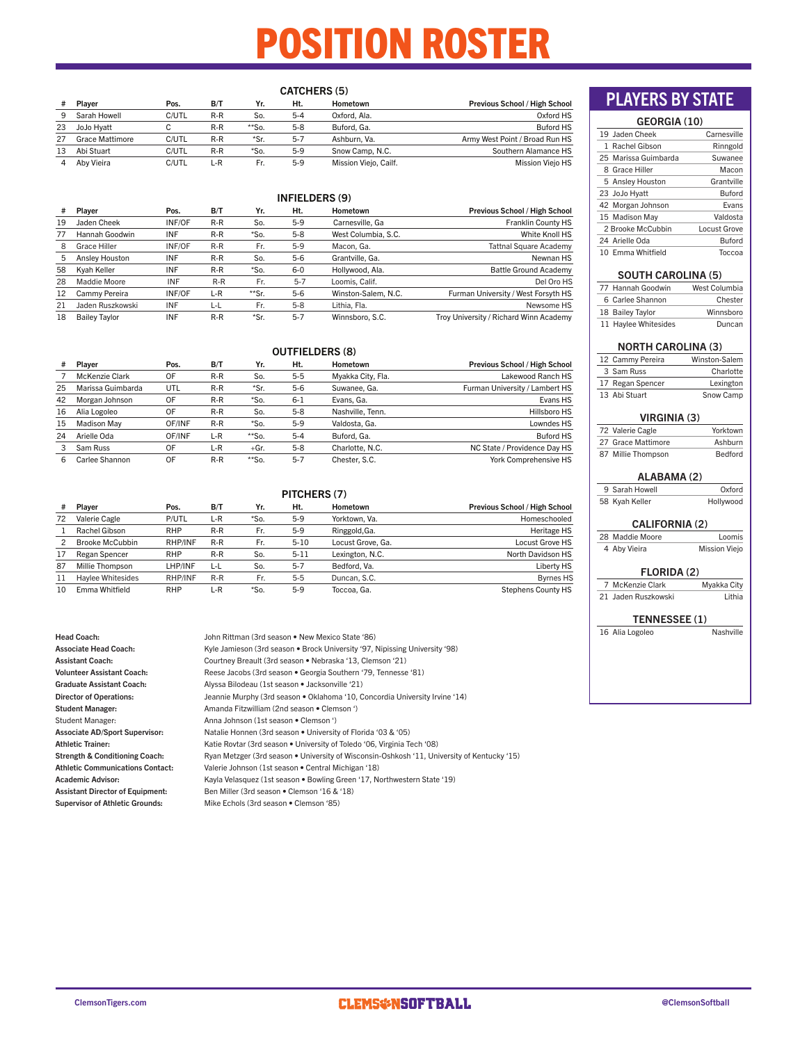# POSITION ROSTER

## CATCHERS (5)

| # | Player | Pos. | B/T | Yr. | Ht. | Hometown | Previous School / High School |
|---|---|---|---|---|---|---|---|
| 9 | Sarah Howell | C/UTL | R-R | So. | 5-4 | Oxford, Ala. | Oxford HS |
| 23 | JoJo Hyatt | C | R-R | **So. | 5-8 | Buford, Ga. | Buford HS |
| 27 | Grace Mattimore | C/UTL | R-R | *Sr. | 5-7 | Ashburn, Va. | Army West Point / Broad Run HS |
| 13 | Abi Stuart | C/UTL | R-R | *So. | 5-9 | Snow Camp, N.C. | Southern Alamance HS |
| 4 | Aby Vieira | C/UTL | L-R | Fr. | 5-9 | Mission Viejo, Caif. | Mission Viejo HS |

## INFIELDERS (9)

| # | Player | Pos. | B/T | Yr. | Ht. | Hometown | Previous School / High School |
|---|---|---|---|---|---|---|---|
| 19 | Jaden Cheek | INF/OF | R-R | So. | 5-9 | Carnesville, Ga | Franklin County HS |
| 77 | Hannah Goodwin | INF | R-R | *So. | 5-8 | West Columbia, S.C. | White Knoll HS |
| 8 | Grace Hiller | INF/OF | R-R | Fr. | 5-9 | Macon, Ga. | Tattnal Square Academy |
| 5 | Ansley Houston | INF | R-R | So. | 5-6 | Grantville, Ga. | Newnan HS |
| 58 | Kyah Keller | INF | R-R | *So. | 6-0 | Hollywood, Ala. | Battle Ground Academy |
| 28 | Maddie Moore | INF | R-R | Fr. | 5-7 | Loomis, Calif. | Del Oro HS |
| 12 | Cammy Pereira | INF/OF | L-R | **Sr. | 5-6 | Winston-Salem, N.C. | Furman University / West Forsyth HS |
| 21 | Jaden Ruszkowski | INF | L-L | Fr. | 5-8 | Lithia, Fla. | Newsome HS |
| 18 | Bailey Taylor | INF | R-R | *Sr. | 5-7 | Winnsboro, S.C. | Troy University / Richard Winn Academy |

## OUTFIELDERS (8)

| # | Player | Pos. | B/T | Yr. | Ht. | Hometown | Previous School / High School |
|---|---|---|---|---|---|---|---|
| 7 | McKenzie Clark | OF | R-R | So. | 5-5 | Myakka City, Fla. | Lakewood Ranch HS |
| 25 | Marissa Guimbarda | UTL | R-R | *Sr. | 5-6 | Suwanee, Ga. | Furman University / Lambert HS |
| 42 | Morgan Johnson | OF | R-R | *So. | 6-1 | Evans, Ga. | Evans HS |
| 16 | Alia Logoleo | OF | R-R | So. | 5-8 | Nashville, Tenn. | Hillsboro HS |
| 15 | Madison May | OF/INF | R-R | *So. | 5-9 | Valdosta, Ga. | Lowndes HS |
| 24 | Arielle Oda | OF/INF | L-R | **So. | 5-4 | Buford, Ga. | Buford HS |
| 3 | Sam Russ | OF | L-R | +Gr. | 5-8 | Charlotte, N.C. | NC State / Providence Day HS |
| 6 | Carlee Shannon | OF | R-R | **So. | 5-7 | Chester, S.C. | York Comprehensive HS |

## PITCHERS (7)

| # | Player | Pos. | B/T | Yr. | Ht. | Hometown | Previous School / High School |
|---|---|---|---|---|---|---|---|
| 72 | Valerie Cagle | P/UTL | L-R | *So. | 5-9 | Yorktown, Va. | Homeschooled |
| 1 | Rachel Gibson | RHP | R-R | Fr. | 5-9 | Ringgold,Ga. | Heritage HS |
| 2 | Brooke McCubbin | RHP/INF | R-R | Fr. | 5-10 | Locust Grove, Ga. | Locust Grove HS |
| 17 | Regan Spencer | RHP | R-R | So. | 5-11 | Lexington, N.C. | North Davidson HS |
| 87 | Millie Thompson | LHP/INF | L-L | So. | 5-7 | Bedford, Va. | Liberty HS |
| 11 | Haylee Whitesides | RHP/INF | R-R | Fr. | 5-5 | Duncan, S.C. | Byrnes HS |
| 10 | Emma Whitfield | RHP | L-R | *So. | 5-9 | Toccoa, Ga. | Stephens County HS |

**Head Coach:** John Rittman (3rd season • New Mexico State '86)
**Associate Head Coach:** Kyle Jamieson (3rd season • Brock University '97, Nipissing University '98)
**Assistant Coach:** Courtney Breault (3rd season • Nebraska '13, Clemson '21)
**Volunteer Assistant Coach:** Reese Jacobs (3rd season • Georgia Southern '79, Tennesse '81)
**Graduate Assistant Coach:** Alyssa Bilodeau (1st season • Jacksonville '21)
**Director of Operations:** Jeannie Murphy (3rd season • Oklahoma '10, Concordia University Irvine '14)
**Student Manager:** Amanda Fitzwilliam (2nd season • Clemson ')
Student Manager: Anna Johnson (1st season • Clemson ')
**Associate AD/Sport Supervisor:** Natalie Honnen (3rd season • University of Florida '03 & '05)
**Athletic Trainer:** Katie Rovtar (3rd season • University of Toledo '06, Virginia Tech '08)
**Strength & Conditioning Coach:** Ryan Metzger (3rd season • University of Wisconsin-Oshkosh '11, University of Kentucky '15)
**Athletic Communications Contact:** Valerie Johnson (1st season • Central Michigan '18)
**Academic Advisor:** Kayla Velasquez (1st season • Bowling Green '17, Northwestern State '19)
**Assistant Director of Equipment:** Ben Miller (3rd season • Clemson '16 & '18)
**Supervisor of Athletic Grounds:** Mike Echols (3rd season • Clemson '85)

## PLAYERS BY STATE

### GEORGIA (10)

| | |
|---|---|
| 19 Jaden Cheek | Carnesville |
| 1 Rachel Gibson | Ringgold |
| 25 Marissa Guimbarda | Suwanee |
| 8 Grace Hiller | Macon |
| 5 Ansley Houston | Grantville |
| 23 JoJo Hyatt | Buford |
| 42 Morgan Johnson | Evans |
| 15 Madison May | Valdosta |
| 2 Brooke McCubbin | Locust Grove |
| 24 Arielle Oda | Buford |
| 10 Emma Whitfield | Toccoa |

### SOUTH CAROLINA (5)

| | |
|---|---|
| 77 Hannah Goodwin | West Columbia |
| 6 Carlee Shannon | Chester |
| 18 Bailey Taylor | Winnsboro |
| 11 Haylee Whitesides | Duncan |

### NORTH CAROLINA (3)

| | |
|---|---|
| 12 Cammy Pereira | Winston-Salem |
| 3 Sam Russ | Charlotte |
| 17 Regan Spencer | Lexington |
| 13 Abi Stuart | Snow Camp |

### VIRGINIA (3)

| | |
|---|---|
| 72 Valerie Cagle | Yorktown |
| 27 Grace Mattimore | Ashburn |
| 87 Millie Thompson | Bedford |

### ALABAMA (2)

| | |
|---|---|
| 9 Sarah Howell | Oxford |
| 58 Kyah Keller | Hollywood |

### CALIFORNIA (2)

| | |
|---|---|
| 28 Maddie Moore | Loomis |
| 4 Aby Vieira | Mission Viejo |

### FLORIDA (2)

| | |
|---|---|
| 7 McKenzie Clark | Myakka City |
| 21 Jaden Ruszkowski | Lithia |

### TENNESSEE (1)

| | |
|---|---|
| 16 Alia Logoleo | Nashville |